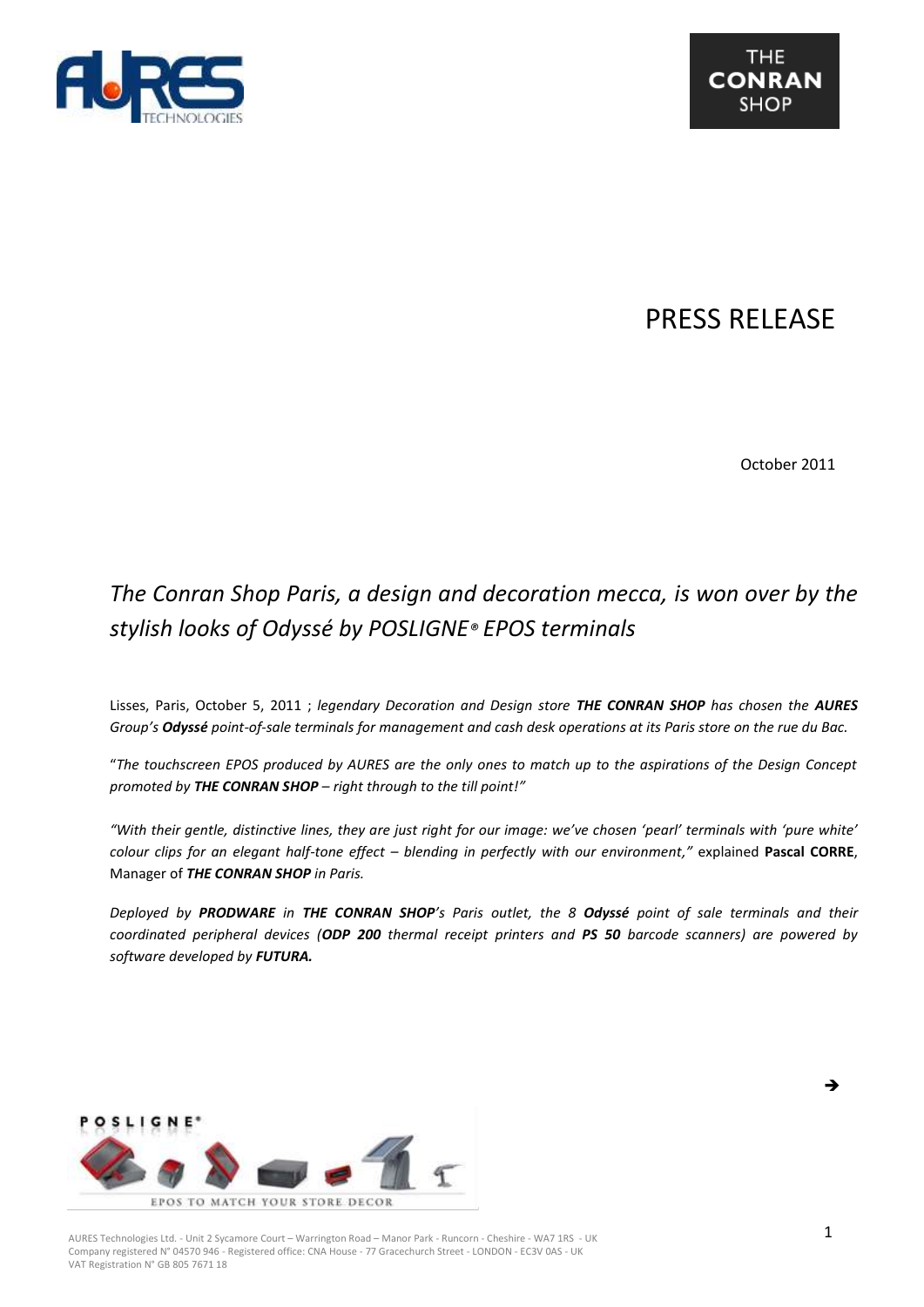# PRESS RELEASE

October 2011

## *The Conran Shop Paris, a design and decoration mecca, is won over by the stylish looks of Odyssé by POSLIGNE® EPOS terminals*

Lisses, Paris, October 5, 2011 ; *legendary Decoration and Design store **THE CONRAN SHOP** has chosen the **AURES** Group's **Odyssé** point-of-sale terminals for management and cash desk operations at its Paris store on the rue du Bac.*

"*The touchscreen EPOS produced by AURES are the only ones to match up to the aspirations of the Design Concept promoted by **THE CONRAN SHOP** – right through to the till point!"*

*"With their gentle, distinctive lines, they are just right for our image: we've chosen 'pearl' terminals with 'pure white' colour clips for an elegant half-tone effect – blending in perfectly with our environment,"* explained **Pascal CORRE**, Manager of ***THE CONRAN SHOP*** *in Paris.*

*Deployed by **PRODWARE** in **THE CONRAN SHOP**'s Paris outlet, the 8 **Odyssé** point of sale terminals and their coordinated peripheral devices (**ODP 200** thermal receipt printers and **PS 50** barcode scanners) are powered by software developed by **FUTURA.***

➔

POSLIGNE®

EPOS TO MATCH YOUR STORE DECOR

AURES Technologies Ltd. - Unit 2 Sycamore Court – Warrington Road – Manor Park - Runcorn - Cheshire - WA7 1RS - UK
Company registered N° 04570 946 - Registered office: CNA House - 77 Gracechurch Street - LONDON - EC3V 0AS - UK
VAT Registration N° GB 805 7671 18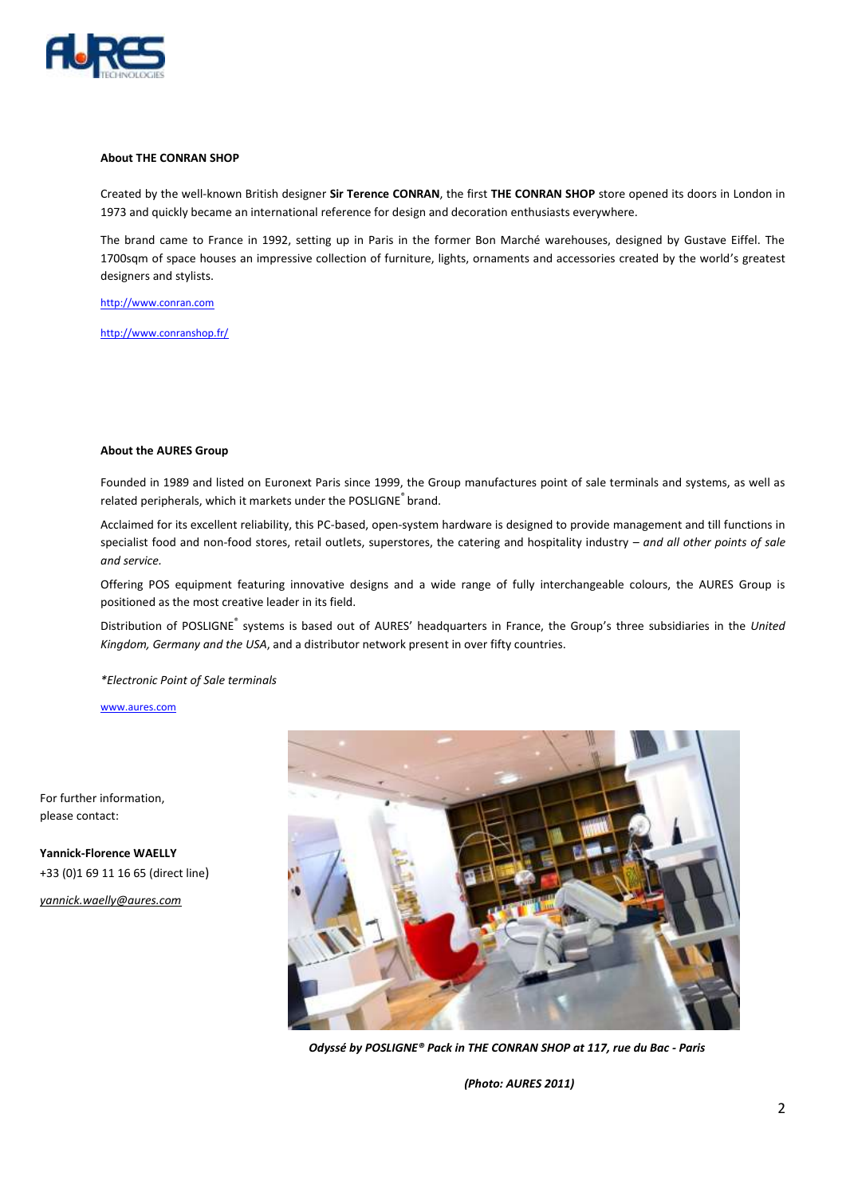### About THE CONRAN SHOP

Created by the well-known British designer **Sir Terence CONRAN**, the first **THE CONRAN SHOP** store opened its doors in London in 1973 and quickly became an international reference for design and decoration enthusiasts everywhere.

The brand came to France in 1992, setting up in Paris in the former Bon Marché warehouses, designed by Gustave Eiffel. The 1700sqm of space houses an impressive collection of furniture, lights, ornaments and accessories created by the world's greatest designers and stylists.

http://www.conran.com

http://www.conranshop.fr/

### About the AURES Group

Founded in 1989 and listed on Euronext Paris since 1999, the Group manufactures point of sale terminals and systems, as well as related peripherals, which it markets under the POSLIGNE® brand.

Acclaimed for its excellent reliability, this PC-based, open-system hardware is designed to provide management and till functions in specialist food and non-food stores, retail outlets, superstores, the catering and hospitality industry – *and all other points of sale and service.*

Offering POS equipment featuring innovative designs and a wide range of fully interchangeable colours, the AURES Group is positioned as the most creative leader in its field.

Distribution of POSLIGNE® systems is based out of AURES' headquarters in France, the Group's three subsidiaries in the *United Kingdom, Germany and the USA*, and a distributor network present in over fifty countries.

*\*Electronic Point of Sale terminals*

www.aures.com

For further information, please contact:

**Yannick-Florence WAELLY**
+33 (0)1 69 11 16 65 (direct line)

*yannick.waelly@aures.com*

***Odyssé by POSLIGNE® Pack in THE CONRAN SHOP at 117, rue du Bac - Paris***

***(Photo: AURES 2011)***